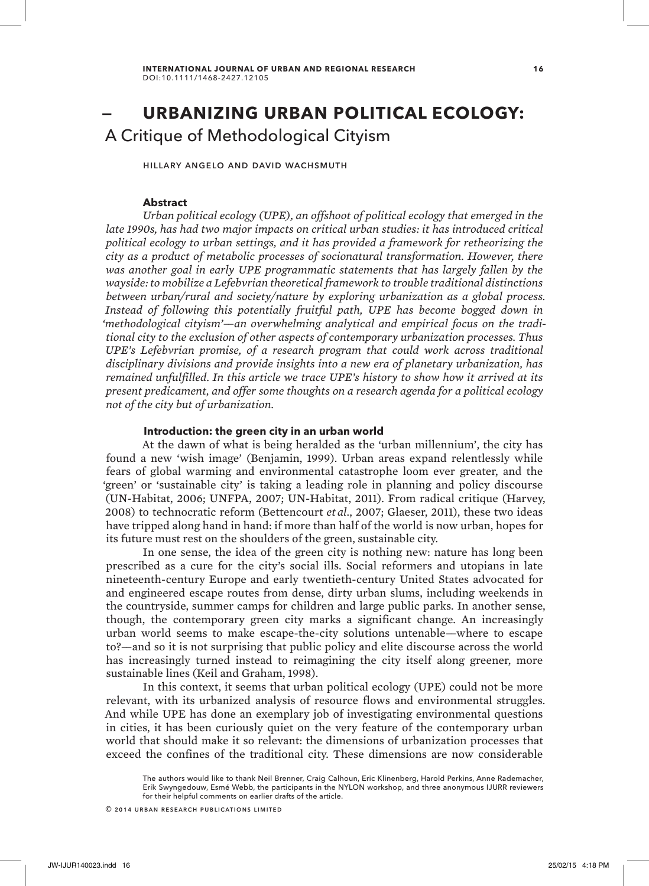# URBANIZING URBAN POLITICAL ECOLOGY:
## A Critique of Methodological Cityism

HILLARY ANGELO AND DAVID WACHSMUTH

### Abstract

*Urban political ecology (UPE), an offshoot of political ecology that emerged in the late 1990s, has had two major impacts on critical urban studies: it has introduced critical political ecology to urban settings, and it has provided a framework for retheorizing the city as a product of metabolic processes of socionatural transformation. However, there was another goal in early UPE programmatic statements that has largely fallen by the wayside: to mobilize a Lefebvrian theoretical framework to trouble traditional distinctions between urban/rural and society/nature by exploring urbanization as a global process. Instead of following this potentially fruitful path, UPE has become bogged down in 'methodological cityism'—an overwhelming analytical and empirical focus on the traditional city to the exclusion of other aspects of contemporary urbanization processes. Thus UPE's Lefebvrian promise, of a research program that could work across traditional disciplinary divisions and provide insights into a new era of planetary urbanization, has remained unfulfilled. In this article we trace UPE's history to show how it arrived at its present predicament, and offer some thoughts on a research agenda for a political ecology not of the city but of urbanization.*

### Introduction: the green city in an urban world

At the dawn of what is being heralded as the 'urban millennium', the city has found a new 'wish image' (Benjamin, 1999). Urban areas expand relentlessly while fears of global warming and environmental catastrophe loom ever greater, and the 'green' or 'sustainable city' is taking a leading role in planning and policy discourse (UN-Habitat, 2006; UNFPA, 2007; UN-Habitat, 2011). From radical critique (Harvey, 2008) to technocratic reform (Bettencourt *et al*., 2007; Glaeser, 2011), these two ideas have tripped along hand in hand: if more than half of the world is now urban, hopes for its future must rest on the shoulders of the green, sustainable city.

In one sense, the idea of the green city is nothing new: nature has long been prescribed as a cure for the city's social ills. Social reformers and utopians in late nineteenth-century Europe and early twentieth-century United States advocated for and engineered escape routes from dense, dirty urban slums, including weekends in the countryside, summer camps for children and large public parks. In another sense, though, the contemporary green city marks a significant change. An increasingly urban world seems to make escape-the-city solutions untenable—where to escape to?—and so it is not surprising that public policy and elite discourse across the world has increasingly turned instead to reimagining the city itself along greener, more sustainable lines (Keil and Graham, 1998).

In this context, it seems that urban political ecology (UPE) could not be more relevant, with its urbanized analysis of resource flows and environmental struggles. And while UPE has done an exemplary job of investigating environmental questions in cities, it has been curiously quiet on the very feature of the contemporary urban world that should make it so relevant: the dimensions of urbanization processes that exceed the confines of the traditional city. These dimensions are now considerable

The authors would like to thank Neil Brenner, Craig Calhoun, Eric Klinenberg, Harold Perkins, Anne Rademacher, Erik Swyngedouw, Esmé Webb, the participants in the NYLON workshop, and three anonymous IJURR reviewers for their helpful comments on earlier drafts of the article.

© 2014 URBAN RESEARCH PUBLICATIONS LIMITED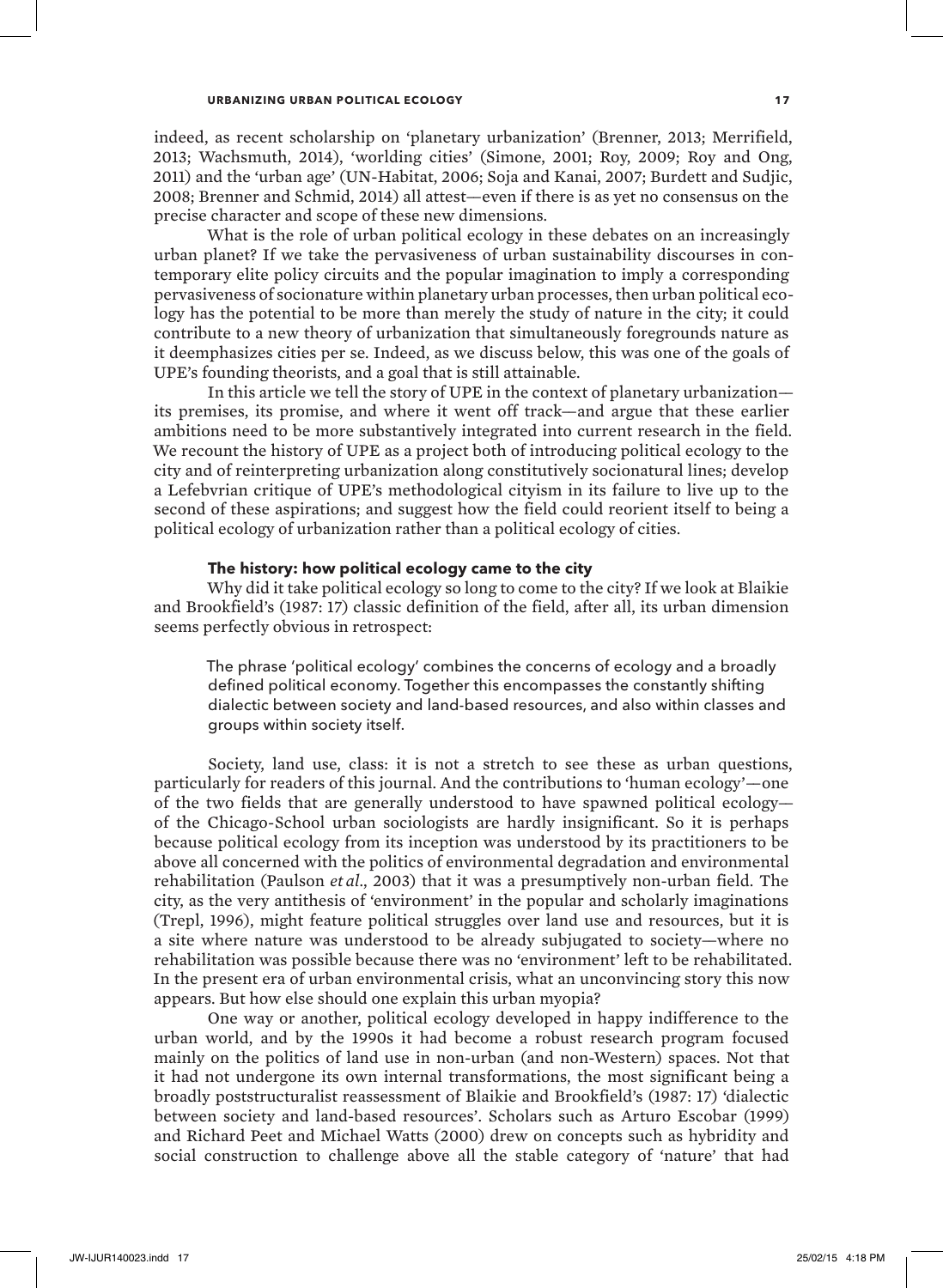indeed, as recent scholarship on 'planetary urbanization' (Brenner, 2013; Merrifield, 2013; Wachsmuth, 2014), 'worlding cities' (Simone, 2001; Roy, 2009; Roy and Ong, 2011) and the 'urban age' (UN-Habitat, 2006; Soja and Kanai, 2007; Burdett and Sudjic, 2008; Brenner and Schmid, 2014) all attest—even if there is as yet no consensus on the precise character and scope of these new dimensions.

What is the role of urban political ecology in these debates on an increasingly urban planet? If we take the pervasiveness of urban sustainability discourses in contemporary elite policy circuits and the popular imagination to imply a corresponding pervasiveness of socionature within planetary urban processes, then urban political ecology has the potential to be more than merely the study of nature in the city; it could contribute to a new theory of urbanization that simultaneously foregrounds nature as it deemphasizes cities per se. Indeed, as we discuss below, this was one of the goals of UPE's founding theorists, and a goal that is still attainable.

In this article we tell the story of UPE in the context of planetary urbanization—its premises, its promise, and where it went off track—and argue that these earlier ambitions need to be more substantively integrated into current research in the field. We recount the history of UPE as a project both of introducing political ecology to the city and of reinterpreting urbanization along constitutively socionatural lines; develop a Lefebvrian critique of UPE's methodological cityism in its failure to live up to the second of these aspirations; and suggest how the field could reorient itself to being a political ecology of urbanization rather than a political ecology of cities.

## The history: how political ecology came to the city

Why did it take political ecology so long to come to the city? If we look at Blaikie and Brookfield's (1987: 17) classic definition of the field, after all, its urban dimension seems perfectly obvious in retrospect:

> The phrase 'political ecology' combines the concerns of ecology and a broadly defined political economy. Together this encompasses the constantly shifting dialectic between society and land-based resources, and also within classes and groups within society itself.

Society, land use, class: it is not a stretch to see these as urban questions, particularly for readers of this journal. And the contributions to 'human ecology'—one of the two fields that are generally understood to have spawned political ecology—of the Chicago-School urban sociologists are hardly insignificant. So it is perhaps because political ecology from its inception was understood by its practitioners to be above all concerned with the politics of environmental degradation and environmental rehabilitation (Paulson *et al*., 2003) that it was a presumptively non-urban field. The city, as the very antithesis of 'environment' in the popular and scholarly imaginations (Trepl, 1996), might feature political struggles over land use and resources, but it is a site where nature was understood to be already subjugated to society—where no rehabilitation was possible because there was no 'environment' left to be rehabilitated. In the present era of urban environmental crisis, what an unconvincing story this now appears. But how else should one explain this urban myopia?

One way or another, political ecology developed in happy indifference to the urban world, and by the 1990s it had become a robust research program focused mainly on the politics of land use in non-urban (and non-Western) spaces. Not that it had not undergone its own internal transformations, the most significant being a broadly poststructuralist reassessment of Blaikie and Brookfield's (1987: 17) 'dialectic between society and land-based resources'. Scholars such as Arturo Escobar (1999) and Richard Peet and Michael Watts (2000) drew on concepts such as hybridity and social construction to challenge above all the stable category of 'nature' that had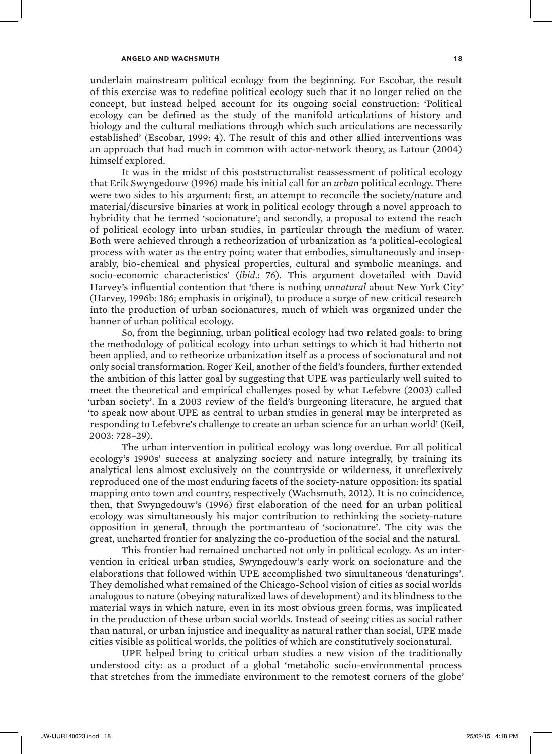underlain mainstream political ecology from the beginning. For Escobar, the result of this exercise was to redefine political ecology such that it no longer relied on the concept, but instead helped account for its ongoing social construction: 'Political ecology can be defined as the study of the manifold articulations of history and biology and the cultural mediations through which such articulations are necessarily established' (Escobar, 1999: 4). The result of this and other allied interventions was an approach that had much in common with actor-network theory, as Latour (2004) himself explored.

It was in the midst of this poststructuralist reassessment of political ecology that Erik Swyngedouw (1996) made his initial call for an *urban* political ecology. There were two sides to his argument: first, an attempt to reconcile the society/nature and material/discursive binaries at work in political ecology through a novel approach to hybridity that he termed 'socionature'; and secondly, a proposal to extend the reach of political ecology into urban studies, in particular through the medium of water. Both were achieved through a retheorization of urbanization as 'a political-ecological process with water as the entry point; water that embodies, simultaneously and inseparably, bio-chemical and physical properties, cultural and symbolic meanings, and socio-economic characteristics' (*ibid*.: 76). This argument dovetailed with David Harvey's influential contention that 'there is nothing *unnatural* about New York City' (Harvey, 1996b: 186; emphasis in original), to produce a surge of new critical research into the production of urban socionatures, much of which was organized under the banner of urban political ecology.

So, from the beginning, urban political ecology had two related goals: to bring the methodology of political ecology into urban settings to which it had hitherto not been applied, and to retheorize urbanization itself as a process of socionatural and not only social transformation. Roger Keil, another of the field's founders, further extended the ambition of this latter goal by suggesting that UPE was particularly well suited to meet the theoretical and empirical challenges posed by what Lefebvre (2003) called 'urban society'. In a 2003 review of the field's burgeoning literature, he argued that 'to speak now about UPE as central to urban studies in general may be interpreted as responding to Lefebvre's challenge to create an urban science for an urban world' (Keil, 2003: 728–29).

The urban intervention in political ecology was long overdue. For all political ecology's 1990s' success at analyzing society and nature integrally, by training its analytical lens almost exclusively on the countryside or wilderness, it unreflexively reproduced one of the most enduring facets of the society-nature opposition: its spatial mapping onto town and country, respectively (Wachsmuth, 2012). It is no coincidence, then, that Swyngedouw's (1996) first elaboration of the need for an urban political ecology was simultaneously his major contribution to rethinking the society-nature opposition in general, through the portmanteau of 'socionature'. The city was the great, uncharted frontier for analyzing the co-production of the social and the natural.

This frontier had remained uncharted not only in political ecology. As an intervention in critical urban studies, Swyngedouw's early work on socionature and the elaborations that followed within UPE accomplished two simultaneous 'denaturings'. They demolished what remained of the Chicago-School vision of cities as social worlds analogous to nature (obeying naturalized laws of development) and its blindness to the material ways in which nature, even in its most obvious green forms, was implicated in the production of these urban social worlds. Instead of seeing cities as social rather than natural, or urban injustice and inequality as natural rather than social, UPE made cities visible as political worlds, the politics of which are constitutively socionatural.

UPE helped bring to critical urban studies a new vision of the traditionally understood city: as a product of a global 'metabolic socio-environmental process that stretches from the immediate environment to the remotest corners of the globe'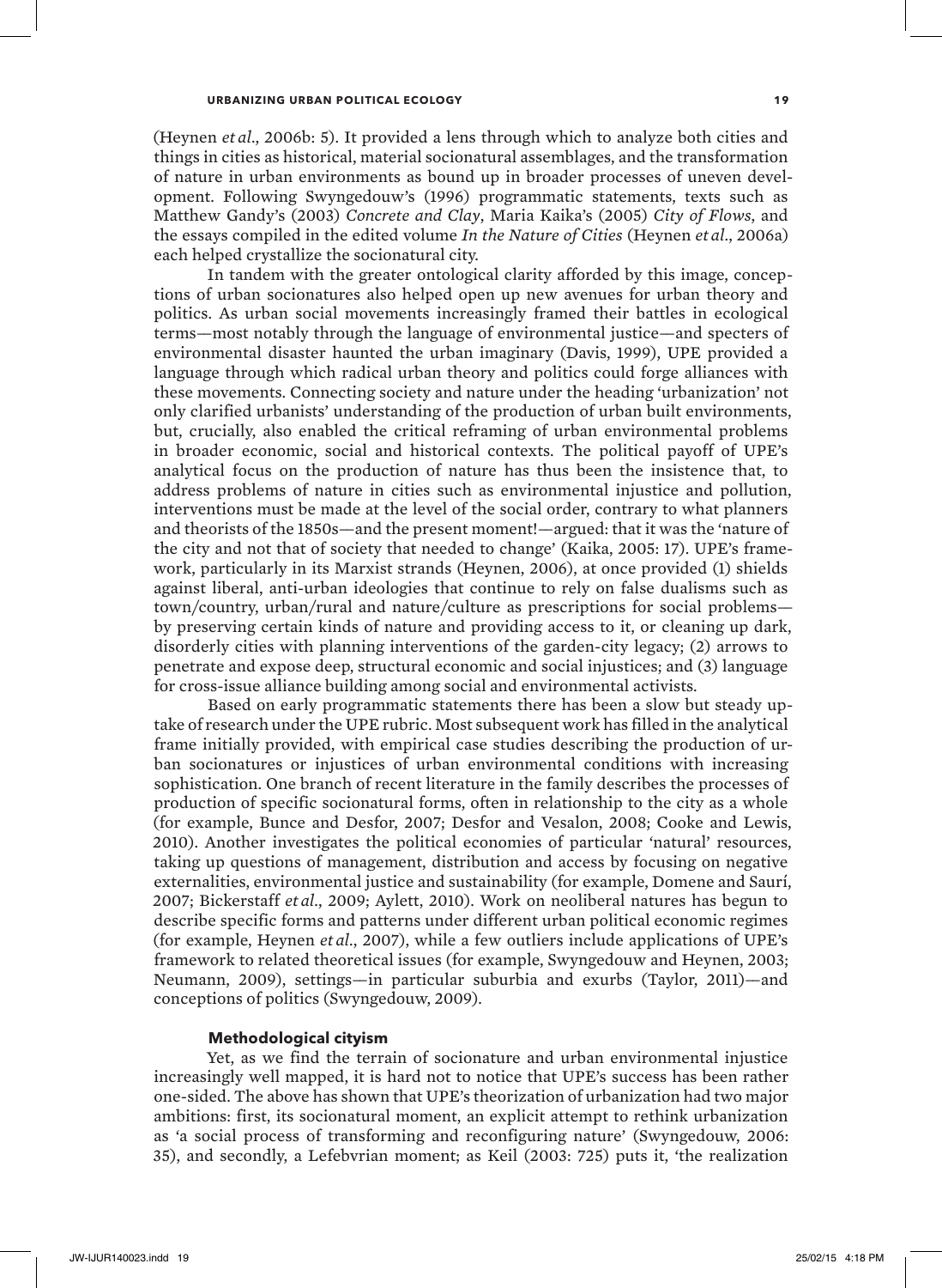(Heynen *et al*., 2006b: 5). It provided a lens through which to analyze both cities and things in cities as historical, material socionatural assemblages, and the transformation of nature in urban environments as bound up in broader processes of uneven development. Following Swyngedouw's (1996) programmatic statements, texts such as Matthew Gandy's (2003) *Concrete and Clay*, Maria Kaika's (2005) *City of Flows*, and the essays compiled in the edited volume *In the Nature of Cities* (Heynen *et al*., 2006a) each helped crystallize the socionatural city.

In tandem with the greater ontological clarity afforded by this image, conceptions of urban socionatures also helped open up new avenues for urban theory and politics. As urban social movements increasingly framed their battles in ecological terms—most notably through the language of environmental justice—and specters of environmental disaster haunted the urban imaginary (Davis, 1999), UPE provided a language through which radical urban theory and politics could forge alliances with these movements. Connecting society and nature under the heading 'urbanization' not only clarified urbanists' understanding of the production of urban built environments, but, crucially, also enabled the critical reframing of urban environmental problems in broader economic, social and historical contexts. The political payoff of UPE's analytical focus on the production of nature has thus been the insistence that, to address problems of nature in cities such as environmental injustice and pollution, interventions must be made at the level of the social order, contrary to what planners and theorists of the 1850s—and the present moment!—argued: that it was the 'nature of the city and not that of society that needed to change' (Kaika, 2005: 17). UPE's framework, particularly in its Marxist strands (Heynen, 2006), at once provided (1) shields against liberal, anti-urban ideologies that continue to rely on false dualisms such as town/country, urban/rural and nature/culture as prescriptions for social problems—by preserving certain kinds of nature and providing access to it, or cleaning up dark, disorderly cities with planning interventions of the garden-city legacy; (2) arrows to penetrate and expose deep, structural economic and social injustices; and (3) language for cross-issue alliance building among social and environmental activists.

Based on early programmatic statements there has been a slow but steady uptake of research under the UPE rubric. Most subsequent work has filled in the analytical frame initially provided, with empirical case studies describing the production of urban socionatures or injustices of urban environmental conditions with increasing sophistication. One branch of recent literature in the family describes the processes of production of specific socionatural forms, often in relationship to the city as a whole (for example, Bunce and Desfor, 2007; Desfor and Vesalon, 2008; Cooke and Lewis, 2010). Another investigates the political economies of particular 'natural' resources, taking up questions of management, distribution and access by focusing on negative externalities, environmental justice and sustainability (for example, Domene and Saurí, 2007; Bickerstaff *et al*., 2009; Aylett, 2010). Work on neoliberal natures has begun to describe specific forms and patterns under different urban political economic regimes (for example, Heynen *et al*., 2007), while a few outliers include applications of UPE's framework to related theoretical issues (for example, Swyngedouw and Heynen, 2003; Neumann, 2009), settings—in particular suburbia and exurbs (Taylor, 2011)—and conceptions of politics (Swyngedouw, 2009).

### Methodological cityism

Yet, as we find the terrain of socionature and urban environmental injustice increasingly well mapped, it is hard not to notice that UPE's success has been rather one-sided. The above has shown that UPE's theorization of urbanization had two major ambitions: first, its socionatural moment, an explicit attempt to rethink urbanization as 'a social process of transforming and reconfiguring nature' (Swyngedouw, 2006: 35), and secondly, a Lefebvrian moment; as Keil (2003: 725) puts it, 'the realization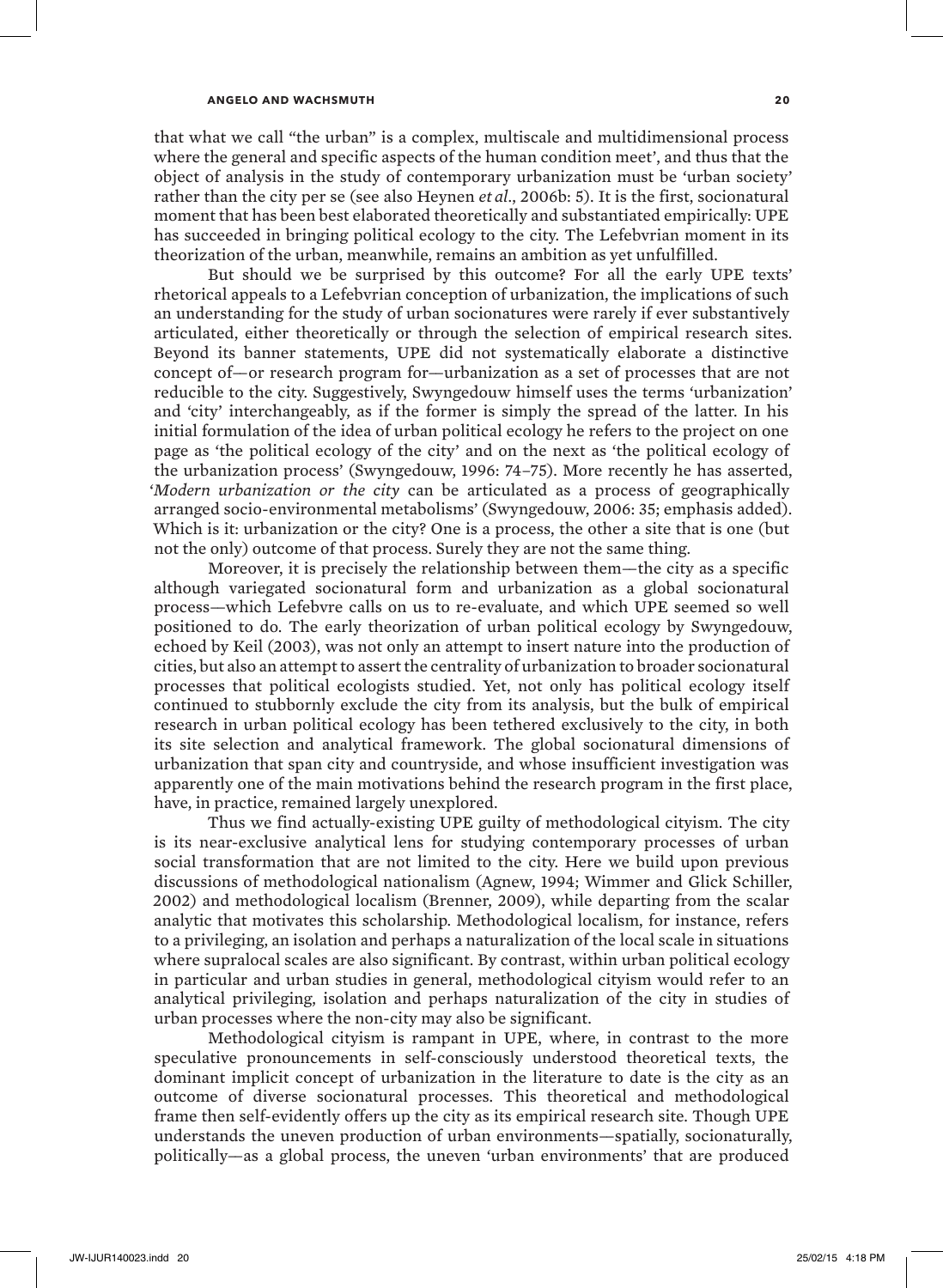that what we call "the urban" is a complex, multiscale and multidimensional process where the general and specific aspects of the human condition meet', and thus that the object of analysis in the study of contemporary urbanization must be 'urban society' rather than the city per se (see also Heynen *et al*., 2006b: 5). It is the first, socionatural moment that has been best elaborated theoretically and substantiated empirically: UPE has succeeded in bringing political ecology to the city. The Lefebvrian moment in its theorization of the urban, meanwhile, remains an ambition as yet unfulfilled.

But should we be surprised by this outcome? For all the early UPE texts' rhetorical appeals to a Lefebvrian conception of urbanization, the implications of such an understanding for the study of urban socionatures were rarely if ever substantively articulated, either theoretically or through the selection of empirical research sites. Beyond its banner statements, UPE did not systematically elaborate a distinctive concept of—or research program for—urbanization as a set of processes that are not reducible to the city. Suggestively, Swyngedouw himself uses the terms 'urbanization' and 'city' interchangeably, as if the former is simply the spread of the latter. In his initial formulation of the idea of urban political ecology he refers to the project on one page as 'the political ecology of the city' and on the next as 'the political ecology of the urbanization process' (Swyngedouw, 1996: 74–75). More recently he has asserted, '*Modern urbanization or the city* can be articulated as a process of geographically arranged socio-environmental metabolisms' (Swyngedouw, 2006: 35; emphasis added). Which is it: urbanization or the city? One is a process, the other a site that is one (but not the only) outcome of that process. Surely they are not the same thing.

Moreover, it is precisely the relationship between them—the city as a specific although variegated socionatural form and urbanization as a global socionatural process—which Lefebvre calls on us to re-evaluate, and which UPE seemed so well positioned to do. The early theorization of urban political ecology by Swyngedouw, echoed by Keil (2003), was not only an attempt to insert nature into the production of cities, but also an attempt to assert the centrality of urbanization to broader socionatural processes that political ecologists studied. Yet, not only has political ecology itself continued to stubbornly exclude the city from its analysis, but the bulk of empirical research in urban political ecology has been tethered exclusively to the city, in both its site selection and analytical framework. The global socionatural dimensions of urbanization that span city and countryside, and whose insufficient investigation was apparently one of the main motivations behind the research program in the first place, have, in practice, remained largely unexplored.

Thus we find actually-existing UPE guilty of methodological cityism. The city is its near-exclusive analytical lens for studying contemporary processes of urban social transformation that are not limited to the city. Here we build upon previous discussions of methodological nationalism (Agnew, 1994; Wimmer and Glick Schiller, 2002) and methodological localism (Brenner, 2009), while departing from the scalar analytic that motivates this scholarship. Methodological localism, for instance, refers to a privileging, an isolation and perhaps a naturalization of the local scale in situations where supralocal scales are also significant. By contrast, within urban political ecology in particular and urban studies in general, methodological cityism would refer to an analytical privileging, isolation and perhaps naturalization of the city in studies of urban processes where the non-city may also be significant.

Methodological cityism is rampant in UPE, where, in contrast to the more speculative pronouncements in self-consciously understood theoretical texts, the dominant implicit concept of urbanization in the literature to date is the city as an outcome of diverse socionatural processes. This theoretical and methodological frame then self-evidently offers up the city as its empirical research site. Though UPE understands the uneven production of urban environments—spatially, socionaturally, politically—as a global process, the uneven 'urban environments' that are produced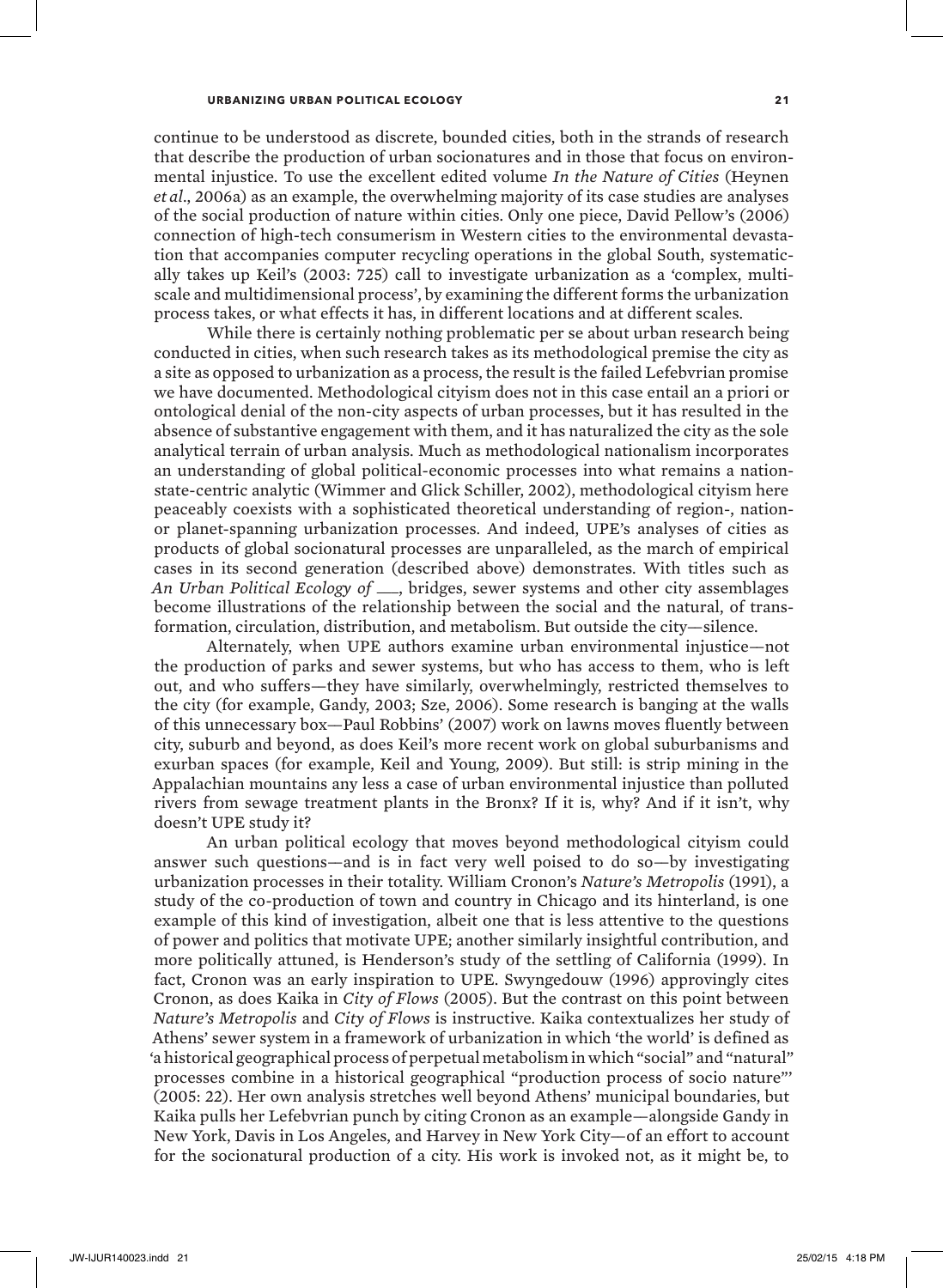continue to be understood as discrete, bounded cities, both in the strands of research that describe the production of urban socionatures and in those that focus on environmental injustice. To use the excellent edited volume *In the Nature of Cities* (Heynen *et al*., 2006a) as an example, the overwhelming majority of its case studies are analyses of the social production of nature within cities. Only one piece, David Pellow's (2006) connection of high-tech consumerism in Western cities to the environmental devastation that accompanies computer recycling operations in the global South, systematically takes up Keil's (2003: 725) call to investigate urbanization as a 'complex, multi-scale and multidimensional process', by examining the different forms the urbanization process takes, or what effects it has, in different locations and at different scales.

While there is certainly nothing problematic per se about urban research being conducted in cities, when such research takes as its methodological premise the city as a site as opposed to urbanization as a process, the result is the failed Lefebvrian promise we have documented. Methodological cityism does not in this case entail an a priori or ontological denial of the non-city aspects of urban processes, but it has resulted in the absence of substantive engagement with them, and it has naturalized the city as the sole analytical terrain of urban analysis. Much as methodological nationalism incorporates an understanding of global political-economic processes into what remains a nation-state-centric analytic (Wimmer and Glick Schiller, 2002), methodological cityism here peaceably coexists with a sophisticated theoretical understanding of region-, nation- or planet-spanning urbanization processes. And indeed, UPE's analyses of cities as products of global socionatural processes are unparalleled, as the march of empirical cases in its second generation (described above) demonstrates. With titles such as *An Urban Political Ecology of \_\_\_*, bridges, sewer systems and other city assemblages become illustrations of the relationship between the social and the natural, of transformation, circulation, distribution, and metabolism. But outside the city—silence.

Alternately, when UPE authors examine urban environmental injustice—not the production of parks and sewer systems, but who has access to them, who is left out, and who suffers—they have similarly, overwhelmingly, restricted themselves to the city (for example, Gandy, 2003; Sze, 2006). Some research is banging at the walls of this unnecessary box—Paul Robbins' (2007) work on lawns moves fluently between city, suburb and beyond, as does Keil's more recent work on global suburbanisms and exurban spaces (for example, Keil and Young, 2009). But still: is strip mining in the Appalachian mountains any less a case of urban environmental injustice than polluted rivers from sewage treatment plants in the Bronx? If it is, why? And if it isn't, why doesn't UPE study it?

An urban political ecology that moves beyond methodological cityism could answer such questions—and is in fact very well poised to do so—by investigating urbanization processes in their totality. William Cronon's *Nature's Metropolis* (1991), a study of the co-production of town and country in Chicago and its hinterland, is one example of this kind of investigation, albeit one that is less attentive to the questions of power and politics that motivate UPE; another similarly insightful contribution, and more politically attuned, is Henderson's study of the settling of California (1999). In fact, Cronon was an early inspiration to UPE. Swyngedouw (1996) approvingly cites Cronon, as does Kaika in *City of Flows* (2005). But the contrast on this point between *Nature's Metropolis* and *City of Flows* is instructive. Kaika contextualizes her study of Athens' sewer system in a framework of urbanization in which 'the world' is defined as 'a historical geographical process of perpetual metabolism in which "social" and "natural" processes combine in a historical geographical "production process of socio nature"' (2005: 22). Her own analysis stretches well beyond Athens' municipal boundaries, but Kaika pulls her Lefebvrian punch by citing Cronon as an example—alongside Gandy in New York, Davis in Los Angeles, and Harvey in New York City—of an effort to account for the socionatural production of a city. His work is invoked not, as it might be, to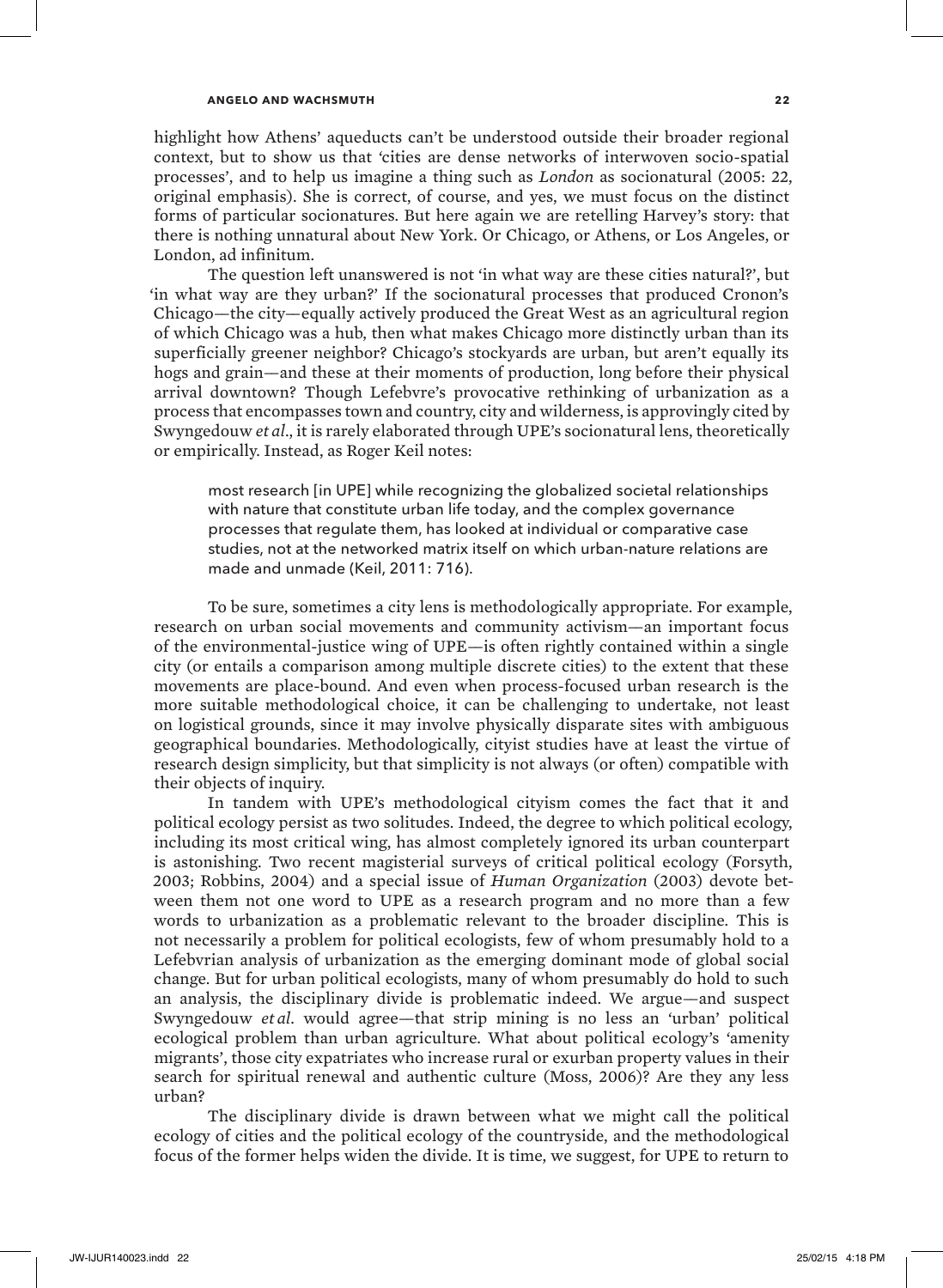highlight how Athens' aqueducts can't be understood outside their broader regional context, but to show us that 'cities are dense networks of interwoven socio-spatial processes', and to help us imagine a thing such as *London* as socionatural (2005: 22, original emphasis). She is correct, of course, and yes, we must focus on the distinct forms of particular socionatures. But here again we are retelling Harvey's story: that there is nothing unnatural about New York. Or Chicago, or Athens, or Los Angeles, or London, ad infinitum.

The question left unanswered is not 'in what way are these cities natural?', but 'in what way are they urban?' If the socionatural processes that produced Cronon's Chicago—the city—equally actively produced the Great West as an agricultural region of which Chicago was a hub, then what makes Chicago more distinctly urban than its superficially greener neighbor? Chicago's stockyards are urban, but aren't equally its hogs and grain—and these at their moments of production, long before their physical arrival downtown? Though Lefebvre's provocative rethinking of urbanization as a process that encompasses town and country, city and wilderness, is approvingly cited by Swyngedouw *et al*., it is rarely elaborated through UPE's socionatural lens, theoretically or empirically. Instead, as Roger Keil notes:

> most research [in UPE] while recognizing the globalized societal relationships with nature that constitute urban life today, and the complex governance processes that regulate them, has looked at individual or comparative case studies, not at the networked matrix itself on which urban-nature relations are made and unmade (Keil, 2011: 716).

To be sure, sometimes a city lens is methodologically appropriate. For example, research on urban social movements and community activism—an important focus of the environmental-justice wing of UPE—is often rightly contained within a single city (or entails a comparison among multiple discrete cities) to the extent that these movements are place-bound. And even when process-focused urban research is the more suitable methodological choice, it can be challenging to undertake, not least on logistical grounds, since it may involve physically disparate sites with ambiguous geographical boundaries. Methodologically, cityist studies have at least the virtue of research design simplicity, but that simplicity is not always (or often) compatible with their objects of inquiry.

In tandem with UPE's methodological cityism comes the fact that it and political ecology persist as two solitudes. Indeed, the degree to which political ecology, including its most critical wing, has almost completely ignored its urban counterpart is astonishing. Two recent magisterial surveys of critical political ecology (Forsyth, 2003; Robbins, 2004) and a special issue of *Human Organization* (2003) devote between them not one word to UPE as a research program and no more than a few words to urbanization as a problematic relevant to the broader discipline. This is not necessarily a problem for political ecologists, few of whom presumably hold to a Lefebvrian analysis of urbanization as the emerging dominant mode of global social change. But for urban political ecologists, many of whom presumably do hold to such an analysis, the disciplinary divide is problematic indeed. We argue—and suspect Swyngedouw *et al*. would agree—that strip mining is no less an 'urban' political ecological problem than urban agriculture. What about political ecology's 'amenity migrants', those city expatriates who increase rural or exurban property values in their search for spiritual renewal and authentic culture (Moss, 2006)? Are they any less urban?

The disciplinary divide is drawn between what we might call the political ecology of cities and the political ecology of the countryside, and the methodological focus of the former helps widen the divide. It is time, we suggest, for UPE to return to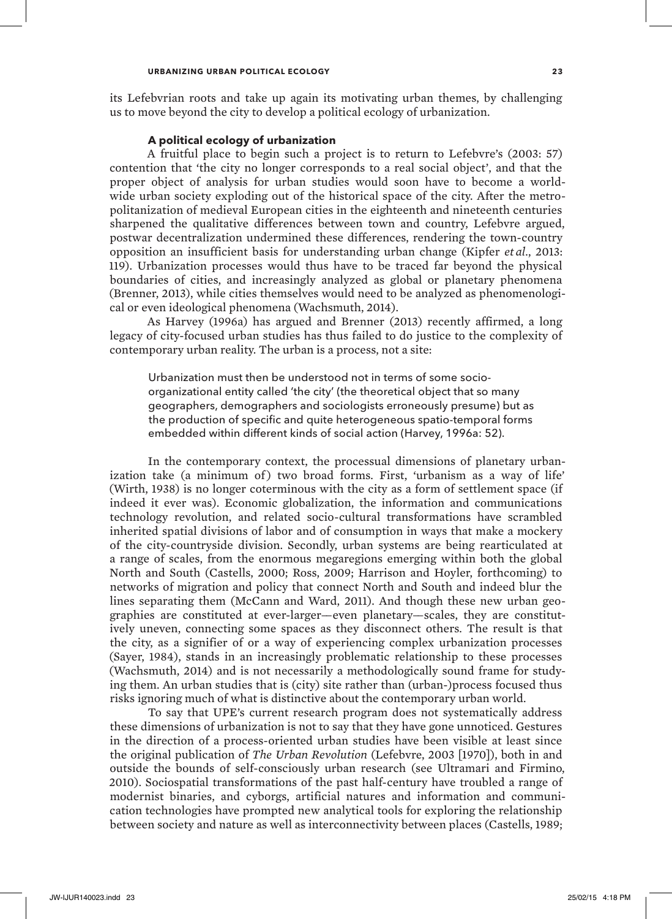its Lefebvrian roots and take up again its motivating urban themes, by challenging us to move beyond the city to develop a political ecology of urbanization.

### A political ecology of urbanization

A fruitful place to begin such a project is to return to Lefebvre's (2003: 57) contention that 'the city no longer corresponds to a real social object', and that the proper object of analysis for urban studies would soon have to become a worldwide urban society exploding out of the historical space of the city. After the metropolitanization of medieval European cities in the eighteenth and nineteenth centuries sharpened the qualitative differences between town and country, Lefebvre argued, postwar decentralization undermined these differences, rendering the town-country opposition an insufficient basis for understanding urban change (Kipfer *et al*., 2013: 119). Urbanization processes would thus have to be traced far beyond the physical boundaries of cities, and increasingly analyzed as global or planetary phenomena (Brenner, 2013), while cities themselves would need to be analyzed as phenomenological or even ideological phenomena (Wachsmuth, 2014).

As Harvey (1996a) has argued and Brenner (2013) recently affirmed, a long legacy of city-focused urban studies has thus failed to do justice to the complexity of contemporary urban reality. The urban is a process, not a site:

> Urbanization must then be understood not in terms of some socio-organizational entity called 'the city' (the theoretical object that so many geographers, demographers and sociologists erroneously presume) but as the production of specific and quite heterogeneous spatio-temporal forms embedded within different kinds of social action (Harvey, 1996a: 52).

In the contemporary context, the processual dimensions of planetary urbanization take (a minimum of) two broad forms. First, 'urbanism as a way of life' (Wirth, 1938) is no longer coterminous with the city as a form of settlement space (if indeed it ever was). Economic globalization, the information and communications technology revolution, and related socio-cultural transformations have scrambled inherited spatial divisions of labor and of consumption in ways that make a mockery of the city-countryside division. Secondly, urban systems are being rearticulated at a range of scales, from the enormous megaregions emerging within both the global North and South (Castells, 2000; Ross, 2009; Harrison and Hoyler, forthcoming) to networks of migration and policy that connect North and South and indeed blur the lines separating them (McCann and Ward, 2011). And though these new urban geographies are constituted at ever-larger—even planetary—scales, they are constitutively uneven, connecting some spaces as they disconnect others. The result is that the city, as a signifier of or a way of experiencing complex urbanization processes (Sayer, 1984), stands in an increasingly problematic relationship to these processes (Wachsmuth, 2014) and is not necessarily a methodologically sound frame for studying them. An urban studies that is (city) site rather than (urban-)process focused thus risks ignoring much of what is distinctive about the contemporary urban world.

To say that UPE's current research program does not systematically address these dimensions of urbanization is not to say that they have gone unnoticed. Gestures in the direction of a process-oriented urban studies have been visible at least since the original publication of *The Urban Revolution* (Lefebvre, 2003 [1970]), both in and outside the bounds of self-consciously urban research (see Ultramari and Firmino, 2010). Sociospatial transformations of the past half-century have troubled a range of modernist binaries, and cyborgs, artificial natures and information and communication technologies have prompted new analytical tools for exploring the relationship between society and nature as well as interconnectivity between places (Castells, 1989;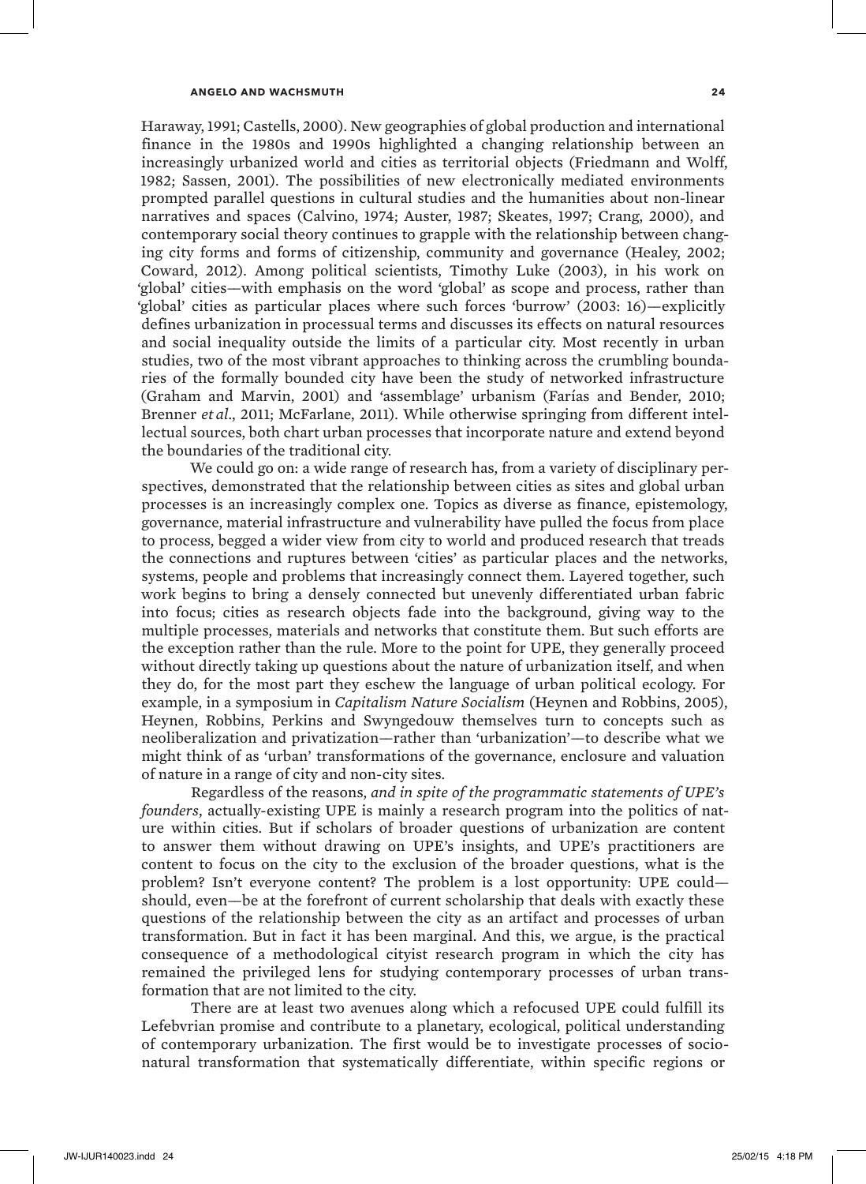Haraway, 1991; Castells, 2000). New geographies of global production and international finance in the 1980s and 1990s highlighted a changing relationship between an increasingly urbanized world and cities as territorial objects (Friedmann and Wolff, 1982; Sassen, 2001). The possibilities of new electronically mediated environments prompted parallel questions in cultural studies and the humanities about non-linear narratives and spaces (Calvino, 1974; Auster, 1987; Skeates, 1997; Crang, 2000), and contemporary social theory continues to grapple with the relationship between changing city forms and forms of citizenship, community and governance (Healey, 2002; Coward, 2012). Among political scientists, Timothy Luke (2003), in his work on 'global' cities—with emphasis on the word 'global' as scope and process, rather than 'global' cities as particular places where such forces 'burrow' (2003: 16)—explicitly defines urbanization in processual terms and discusses its effects on natural resources and social inequality outside the limits of a particular city. Most recently in urban studies, two of the most vibrant approaches to thinking across the crumbling boundaries of the formally bounded city have been the study of networked infrastructure (Graham and Marvin, 2001) and 'assemblage' urbanism (Farías and Bender, 2010; Brenner *et al*., 2011; McFarlane, 2011). While otherwise springing from different intellectual sources, both chart urban processes that incorporate nature and extend beyond the boundaries of the traditional city.

We could go on: a wide range of research has, from a variety of disciplinary perspectives, demonstrated that the relationship between cities as sites and global urban processes is an increasingly complex one. Topics as diverse as finance, epistemology, governance, material infrastructure and vulnerability have pulled the focus from place to process, begged a wider view from city to world and produced research that treads the connections and ruptures between 'cities' as particular places and the networks, systems, people and problems that increasingly connect them. Layered together, such work begins to bring a densely connected but unevenly differentiated urban fabric into focus; cities as research objects fade into the background, giving way to the multiple processes, materials and networks that constitute them. But such efforts are the exception rather than the rule. More to the point for UPE, they generally proceed without directly taking up questions about the nature of urbanization itself, and when they do, for the most part they eschew the language of urban political ecology. For example, in a symposium in *Capitalism Nature Socialism* (Heynen and Robbins, 2005), Heynen, Robbins, Perkins and Swyngedouw themselves turn to concepts such as neoliberalization and privatization—rather than 'urbanization'—to describe what we might think of as 'urban' transformations of the governance, enclosure and valuation of nature in a range of city and non-city sites.

Regardless of the reasons, *and in spite of the programmatic statements of UPE's founders*, actually-existing UPE is mainly a research program into the politics of nature within cities. But if scholars of broader questions of urbanization are content to answer them without drawing on UPE's insights, and UPE's practitioners are content to focus on the city to the exclusion of the broader questions, what is the problem? Isn't everyone content? The problem is a lost opportunity: UPE could—should, even—be at the forefront of current scholarship that deals with exactly these questions of the relationship between the city as an artifact and processes of urban transformation. But in fact it has been marginal. And this, we argue, is the practical consequence of a methodological cityist research program in which the city has remained the privileged lens for studying contemporary processes of urban transformation that are not limited to the city.

There are at least two avenues along which a refocused UPE could fulfill its Lefebvrian promise and contribute to a planetary, ecological, political understanding of contemporary urbanization. The first would be to investigate processes of socionatural transformation that systematically differentiate, within specific regions or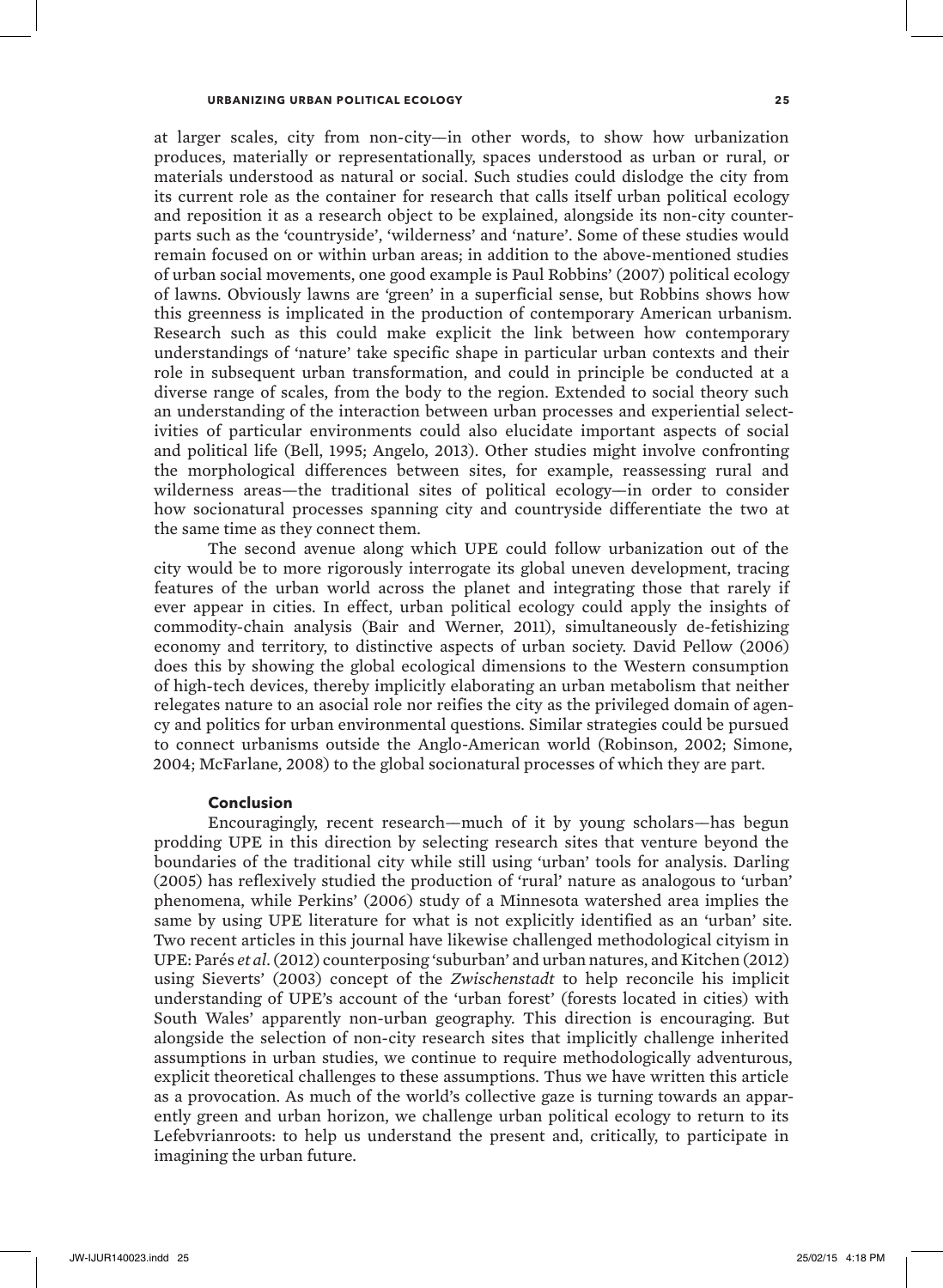at larger scales, city from non-city—in other words, to show how urbanization produces, materially or representationally, spaces understood as urban or rural, or materials understood as natural or social. Such studies could dislodge the city from its current role as the container for research that calls itself urban political ecology and reposition it as a research object to be explained, alongside its non-city counterparts such as the 'countryside', 'wilderness' and 'nature'. Some of these studies would remain focused on or within urban areas; in addition to the above-mentioned studies of urban social movements, one good example is Paul Robbins' (2007) political ecology of lawns. Obviously lawns are 'green' in a superficial sense, but Robbins shows how this greenness is implicated in the production of contemporary American urbanism. Research such as this could make explicit the link between how contemporary understandings of 'nature' take specific shape in particular urban contexts and their role in subsequent urban transformation, and could in principle be conducted at a diverse range of scales, from the body to the region. Extended to social theory such an understanding of the interaction between urban processes and experiential selectivities of particular environments could also elucidate important aspects of social and political life (Bell, 1995; Angelo, 2013). Other studies might involve confronting the morphological differences between sites, for example, reassessing rural and wilderness areas—the traditional sites of political ecology—in order to consider how socionatural processes spanning city and countryside differentiate the two at the same time as they connect them.

The second avenue along which UPE could follow urbanization out of the city would be to more rigorously interrogate its global uneven development, tracing features of the urban world across the planet and integrating those that rarely if ever appear in cities. In effect, urban political ecology could apply the insights of commodity-chain analysis (Bair and Werner, 2011), simultaneously de-fetishizing economy and territory, to distinctive aspects of urban society. David Pellow (2006) does this by showing the global ecological dimensions to the Western consumption of high-tech devices, thereby implicitly elaborating an urban metabolism that neither relegates nature to an asocial role nor reifies the city as the privileged domain of agency and politics for urban environmental questions. Similar strategies could be pursued to connect urbanisms outside the Anglo-American world (Robinson, 2002; Simone, 2004; McFarlane, 2008) to the global socionatural processes of which they are part.

## Conclusion

Encouragingly, recent research—much of it by young scholars—has begun prodding UPE in this direction by selecting research sites that venture beyond the boundaries of the traditional city while still using 'urban' tools for analysis. Darling (2005) has reflexively studied the production of 'rural' nature as analogous to 'urban' phenomena, while Perkins' (2006) study of a Minnesota watershed area implies the same by using UPE literature for what is not explicitly identified as an 'urban' site. Two recent articles in this journal have likewise challenged methodological cityism in UPE: Parés *et al*. (2012) counterposing 'suburban' and urban natures, and Kitchen (2012) using Sieverts' (2003) concept of the *Zwischenstadt* to help reconcile his implicit understanding of UPE's account of the 'urban forest' (forests located in cities) with South Wales' apparently non-urban geography. This direction is encouraging. But alongside the selection of non-city research sites that implicitly challenge inherited assumptions in urban studies, we continue to require methodologically adventurous, explicit theoretical challenges to these assumptions. Thus we have written this article as a provocation. As much of the world's collective gaze is turning towards an apparently green and urban horizon, we challenge urban political ecology to return to its Lefebvrianroots: to help us understand the present and, critically, to participate in imagining the urban future.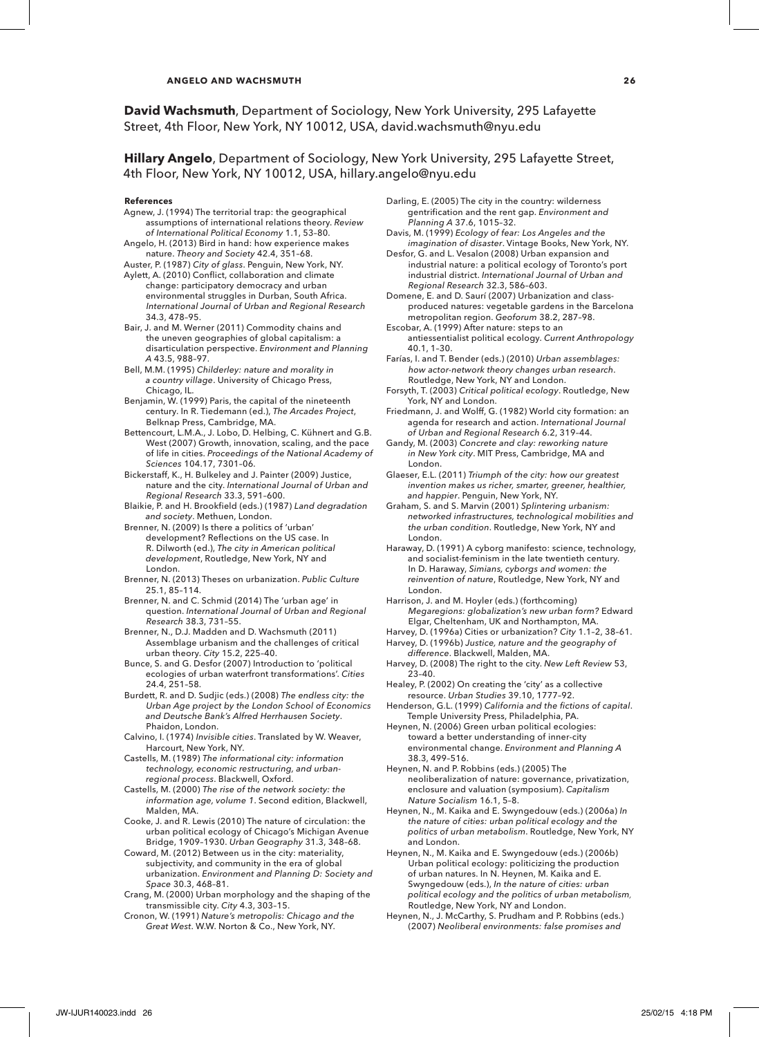**David Wachsmuth**, Department of Sociology, New York University, 295 Lafayette Street, 4th Floor, New York, NY 10012, USA, david.wachsmuth@nyu.edu

**Hillary Angelo**, Department of Sociology, New York University, 295 Lafayette Street, 4th Floor, New York, NY 10012, USA, hillary.angelo@nyu.edu

#### References

Agnew, J. (1994) The territorial trap: the geographical assumptions of international relations theory. *Review of International Political Economy* 1.1, 53–80.

Angelo, H. (2013) Bird in hand: how experience makes nature. *Theory and Society* 42.4, 351–68.

Auster, P. (1987) *City of glass*. Penguin, New York, NY.

Aylett, A. (2010) Conflict, collaboration and climate change: participatory democracy and urban environmental struggles in Durban, South Africa. *International Journal of Urban and Regional Research* 34.3, 478–95.

Bair, J. and M. Werner (2011) Commodity chains and the uneven geographies of global capitalism: a disarticulation perspective. *Environment and Planning A* 43.5, 988–97.

Bell, M.M. (1995) *Childerley: nature and morality in a country village*. University of Chicago Press, Chicago, IL.

Benjamin, W. (1999) Paris, the capital of the nineteenth century. In R. Tiedemann (ed.), *The Arcades Project*, Belknap Press, Cambridge, MA.

Bettencourt, L.M.A., J. Lobo, D. Helbing, C. Kühnert and G.B. West (2007) Growth, innovation, scaling, and the pace of life in cities. *Proceedings of the National Academy of Sciences* 104.17, 7301–06.

Bickerstaff, K., H. Bulkeley and J. Painter (2009) Justice, nature and the city. *International Journal of Urban and Regional Research* 33.3, 591–600.

Blaikie, P. and H. Brookfield (eds.) (1987) *Land degradation and society*. Methuen, London.

Brenner, N. (2009) Is there a politics of 'urban' development? Reflections on the US case. In R. Dilworth (ed.), *The city in American political development*, Routledge, New York, NY and London.

Brenner, N. (2013) Theses on urbanization. *Public Culture* 25.1, 85–114.

Brenner, N. and C. Schmid (2014) The 'urban age' in question. *International Journal of Urban and Regional Research* 38.3, 731–55.

Brenner, N., D.J. Madden and D. Wachsmuth (2011) Assemblage urbanism and the challenges of critical urban theory. *City* 15.2, 225–40.

Bunce, S. and G. Desfor (2007) Introduction to 'political ecologies of urban waterfront transformations'. *Cities* 24.4, 251–58.

Burdett, R. and D. Sudjic (eds.) (2008) *The endless city: the Urban Age project by the London School of Economics and Deutsche Bank's Alfred Herrhausen Society*. Phaidon, London.

Calvino, I. (1974) *Invisible cities*. Translated by W. Weaver, Harcourt, New York, NY.

Castells, M. (1989) *The informational city: information technology, economic restructuring, and urban-regional process*. Blackwell, Oxford.

Castells, M. (2000) *The rise of the network society: the information age, volume 1*. Second edition, Blackwell, Malden, MA.

Cooke, J. and R. Lewis (2010) The nature of circulation: the urban political ecology of Chicago's Michigan Avenue Bridge, 1909–1930. *Urban Geography* 31.3, 348–68.

Coward, M. (2012) Between us in the city: materiality, subjectivity, and community in the era of global urbanization. *Environment and Planning D: Society and Space* 30.3, 468–81.

Crang, M. (2000) Urban morphology and the shaping of the transmissible city. *City* 4.3, 303–15.

Cronon, W. (1991) *Nature's metropolis: Chicago and the Great West*. W.W. Norton & Co., New York, NY.

Darling, E. (2005) The city in the country: wilderness gentrification and the rent gap. *Environment and Planning A* 37.6, 1015–32.

Davis, M. (1999) *Ecology of fear: Los Angeles and the imagination of disaster*. Vintage Books, New York, NY.

Desfor, G. and L. Vesalon (2008) Urban expansion and industrial nature: a political ecology of Toronto's port industrial district. *International Journal of Urban and Regional Research* 32.3, 586–603.

Domene, E. and D. Saurí (2007) Urbanization and class-produced natures: vegetable gardens in the Barcelona metropolitan region. *Geoforum* 38.2, 287–98.

Escobar, A. (1999) After nature: steps to an antiessentialist political ecology. *Current Anthropology* 40.1, 1–30.

Farías, I. and T. Bender (eds.) (2010) *Urban assemblages: how actor-network theory changes urban research*. Routledge, New York, NY and London.

Forsyth, T. (2003) *Critical political ecology*. Routledge, New York, NY and London.

Friedmann, J. and Wolff, G. (1982) World city formation: an agenda for research and action. *International Journal of Urban and Regional Research* 6.2, 319–44.

Gandy, M. (2003) *Concrete and clay: reworking nature in New York city*. MIT Press, Cambridge, MA and London.

Glaeser, E.L. (2011) *Triumph of the city: how our greatest invention makes us richer, smarter, greener, healthier, and happier*. Penguin, New York, NY.

Graham, S. and S. Marvin (2001) *Splintering urbanism: networked infrastructures, technological mobilities and the urban condition*. Routledge, New York, NY and London.

Haraway, D. (1991) A cyborg manifesto: science, technology, and socialist-feminism in the late twentieth century. In D. Haraway, *Simians, cyborgs and women: the reinvention of nature*, Routledge, New York, NY and London.

Harrison, J. and M. Hoyler (eds.) (forthcoming) *Megaregions: globalization's new urban form?* Edward Elgar, Cheltenham, UK and Northampton, MA.

Harvey, D. (1996a) Cities or urbanization? *City* 1.1–2, 38–61.

Harvey, D. (1996b) *Justice, nature and the geography of difference*. Blackwell, Malden, MA.

Harvey, D. (2008) The right to the city. *New Left Review* 53, 23–40.

Healey, P. (2002) On creating the 'city' as a collective resource. *Urban Studies* 39.10, 1777–92.

Henderson, G.L. (1999) *California and the fictions of capital*. Temple University Press, Philadelphia, PA.

Heynen, N. (2006) Green urban political ecologies: toward a better understanding of inner-city environmental change. *Environment and Planning A* 38.3, 499–516.

Heynen, N. and P. Robbins (eds.) (2005) The neoliberalization of nature: governance, privatization, enclosure and valuation (symposium). *Capitalism Nature Socialism* 16.1, 5–8.

Heynen, N., M. Kaika and E. Swyngedouw (eds.) (2006a) *In the nature of cities: urban political ecology and the politics of urban metabolism*. Routledge, New York, NY and London.

Heynen, N., M. Kaika and E. Swyngedouw (eds.) (2006b) Urban political ecology: politicizing the production of urban natures. In N. Heynen, M. Kaika and E. Swyngedouw (eds.), *In the nature of cities: urban political ecology and the politics of urban metabolism*, Routledge, New York, NY and London.

Heynen, N., J. McCarthy, S. Prudham and P. Robbins (eds.) (2007) *Neoliberal environments: false promises and*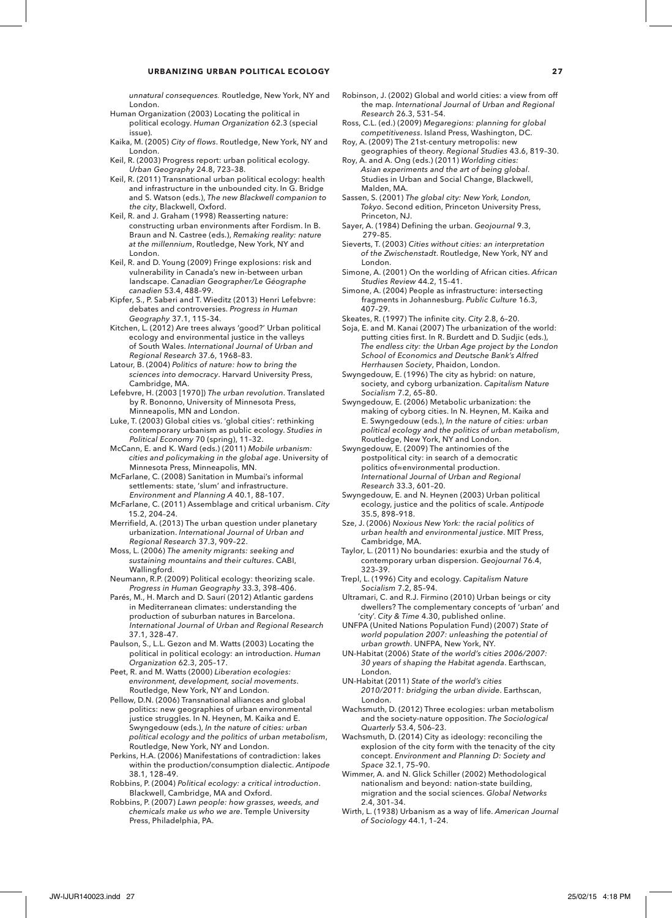*unnatural consequences.* Routledge, New York, NY and London.

Human Organization (2003) Locating the political in political ecology. *Human Organization* 62.3 (special issue).

Kaika, M. (2005) *City of flows*. Routledge, New York, NY and London.

Keil, R. (2003) Progress report: urban political ecology. *Urban Geography* 24.8, 723–38.

Keil, R. (2011) Transnational urban political ecology: health and infrastructure in the unbounded city. In G. Bridge and S. Watson (eds.), *The new Blackwell companion to the city*, Blackwell, Oxford.

Keil, R. and J. Graham (1998) Reasserting nature: constructing urban environments after Fordism. In B. Braun and N. Castree (eds.), *Remaking reality: nature at the millennium*, Routledge, New York, NY and London.

Keil, R. and D. Young (2009) Fringe explosions: risk and vulnerability in Canada's new in-between urban landscape. *Canadian Geographer/Le Géographe canadien* 53.4, 488–99.

Kipfer, S., P. Saberi and T. Wieditz (2013) Henri Lefebvre: debates and controversies. *Progress in Human Geography* 37.1, 115–34.

Kitchen, L. (2012) Are trees always 'good?' Urban political ecology and environmental justice in the valleys of South Wales. *International Journal of Urban and Regional Research* 37.6, 1968–83.

Latour, B. (2004) *Politics of nature: how to bring the sciences into democracy*. Harvard University Press, Cambridge, MA.

Lefebvre, H. (2003 [1970]) *The urban revolution*. Translated by R. Bononno, University of Minnesota Press, Minneapolis, MN and London.

Luke, T. (2003) Global cities vs. 'global cities': rethinking contemporary urbanism as public ecology. *Studies in Political Economy* 70 (spring), 11–32.

McCann, E. and K. Ward (eds.) (2011) *Mobile urbanism: cities and policymaking in the global age*. University of Minnesota Press, Minneapolis, MN.

McFarlane, C. (2008) Sanitation in Mumbai's informal settlements: state, 'slum' and infrastructure. *Environment and Planning A* 40.1, 88–107.

McFarlane, C. (2011) Assemblage and critical urbanism. *City* 15.2, 204–24.

Merrifield, A. (2013) The urban question under planetary urbanization. *International Journal of Urban and Regional Research* 37.3, 909–22.

Moss, L. (2006) *The amenity migrants: seeking and sustaining mountains and their cultures*. CABI, Wallingford.

Neumann, R.P. (2009) Political ecology: theorizing scale. *Progress in Human Geography* 33.3, 398–406.

Parés, M., H. March and D. Saurí (2012) Atlantic gardens in Mediterranean climates: understanding the production of suburban natures in Barcelona. *International Journal of Urban and Regional Research* 37.1, 328–47.

Paulson, S., L.L. Gezon and M. Watts (2003) Locating the political in political ecology: an introduction. *Human Organization* 62.3, 205–17.

Peet, R. and M. Watts (2000) *Liberation ecologies: environment, development, social movements*. Routledge, New York, NY and London.

Pellow, D.N. (2006) Transnational alliances and global politics: new geographies of urban environmental justice struggles. In N. Heynen, M. Kaika and E. Swyngedouw (eds.), *In the nature of cities: urban political ecology and the politics of urban metabolism*, Routledge, New York, NY and London.

Perkins, H.A. (2006) Manifestations of contradiction: lakes within the production/consumption dialectic. *Antipode* 38.1, 128–49.

Robbins, P. (2004) *Political ecology: a critical introduction*. Blackwell, Cambridge, MA and Oxford.

Robbins, P. (2007) *Lawn people: how grasses, weeds, and chemicals make us who we are*. Temple University Press, Philadelphia, PA.

Robinson, J. (2002) Global and world cities: a view from off the map. *International Journal of Urban and Regional Research* 26.3, 531–54.

Ross, C.L. (ed.) (2009) *Megaregions: planning for global competitiveness*. Island Press, Washington, DC.

Roy, A. (2009) The 21st-century metropolis: new geographies of theory. *Regional Studies* 43.6, 819–30.

Roy, A. and A. Ong (eds.) (2011) *Worlding cities: Asian experiments and the art of being global*. Studies in Urban and Social Change, Blackwell, Malden, MA.

Sassen, S. (2001) *The global city: New York, London, Tokyo*. Second edition, Princeton University Press, Princeton, NJ.

Sayer, A. (1984) Defining the urban. *Geojournal* 9.3, 279–85.

Sieverts, T. (2003) *Cities without cities: an interpretation of the Zwischenstadt*. Routledge, New York, NY and London.

Simone, A. (2001) On the worlding of African cities. *African Studies Review* 44.2, 15–41.

Simone, A. (2004) People as infrastructure: intersecting fragments in Johannesburg. *Public Culture* 16.3, 407–29.

Skeates, R. (1997) The infinite city. *City* 2.8, 6–20.

Soja, E. and M. Kanai (2007) The urbanization of the world: putting cities first. In R. Burdett and D. Sudjic (eds.), *The endless city: the Urban Age project by the London School of Economics and Deutsche Bank's Alfred Herrhausen Society*, Phaidon, London.

Swyngedouw, E. (1996) The city as hybrid: on nature, society, and cyborg urbanization. *Capitalism Nature Socialism* 7.2, 65–80.

Swyngedouw, E. (2006) Metabolic urbanization: the making of cyborg cities. In N. Heynen, M. Kaika and E. Swyngedouw (eds.), *In the nature of cities: urban political ecology and the politics of urban metabolism*, Routledge, New York, NY and London.

Swyngedouw, E. (2009) The antinomies of the postpolitical city: in search of a democratic politics of≈environmental production. *International Journal of Urban and Regional Research* 33.3, 601–20.

Swyngedouw, E. and N. Heynen (2003) Urban political ecology, justice and the politics of scale. *Antipode* 35.5, 898–918.

Sze, J. (2006) *Noxious New York: the racial politics of urban health and environmental justice*. MIT Press, Cambridge, MA.

Taylor, L. (2011) No boundaries: exurbia and the study of contemporary urban dispersion. *Geojournal* 76.4, 323–39.

Trepl, L. (1996) City and ecology. *Capitalism Nature Socialism* 7.2, 85–94.

Ultramari, C. and R.J. Firmino (2010) Urban beings or city dwellers? The complementary concepts of 'urban' and 'city'. *City & Time* 4.30, published online.

UNFPA (United Nations Population Fund) (2007) *State of world population 2007: unleashing the potential of urban growth*. UNFPA, New York, NY.

UN-Habitat (2006) *State of the world's cities 2006/2007: 30 years of shaping the Habitat agenda*. Earthscan, London.

UN-Habitat (2011) *State of the world's cities 2010/2011: bridging the urban divide*. Earthscan, London.

Wachsmuth, D. (2012) Three ecologies: urban metabolism and the society-nature opposition. *The Sociological Quarterly* 53.4, 506–23.

Wachsmuth, D. (2014) City as ideology: reconciling the explosion of the city form with the tenacity of the city concept. *Environment and Planning D: Society and Space* 32.1, 75–90.

Wimmer, A. and N. Glick Schiller (2002) Methodological nationalism and beyond: nation-state building, migration and the social sciences. *Global Networks* 2.4, 301–34.

Wirth, L. (1938) Urbanism as a way of life. *American Journal of Sociology* 44.1, 1–24.